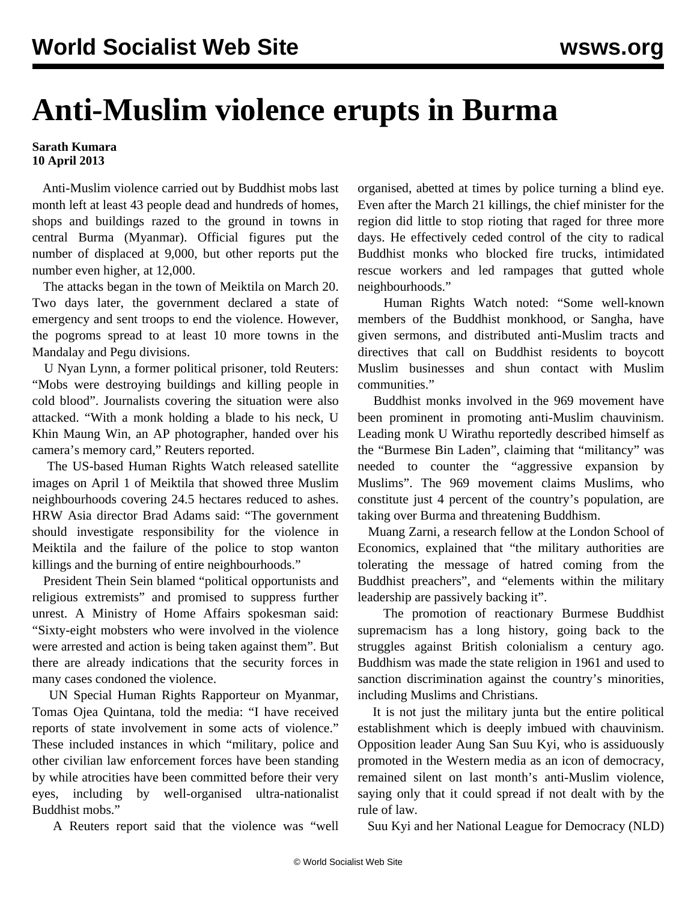# Anti-Muslim violence erupts in Burma

**Sarath Kumara**
**10 April 2013**

Anti-Muslim violence carried out by Buddhist mobs last month left at least 43 people dead and hundreds of homes, shops and buildings razed to the ground in towns in central Burma (Myanmar). Official figures put the number of displaced at 9,000, but other reports put the number even higher, at 12,000.

The attacks began in the town of Meiktila on March 20. Two days later, the government declared a state of emergency and sent troops to end the violence. However, the pogroms spread to at least 10 more towns in the Mandalay and Pegu divisions.

U Nyan Lynn, a former political prisoner, told Reuters: "Mobs were destroying buildings and killing people in cold blood". Journalists covering the situation were also attacked. "With a monk holding a blade to his neck, U Khin Maung Win, an AP photographer, handed over his camera's memory card," Reuters reported.

The US-based Human Rights Watch released satellite images on April 1 of Meiktila that showed three Muslim neighbourhoods covering 24.5 hectares reduced to ashes. HRW Asia director Brad Adams said: "The government should investigate responsibility for the violence in Meiktila and the failure of the police to stop wanton killings and the burning of entire neighbourhoods."

President Thein Sein blamed "political opportunists and religious extremists" and promised to suppress further unrest. A Ministry of Home Affairs spokesman said: "Sixty-eight mobsters who were involved in the violence were arrested and action is being taken against them". But there are already indications that the security forces in many cases condoned the violence.

UN Special Human Rights Rapporteur on Myanmar, Tomas Ojea Quintana, told the media: "I have received reports of state involvement in some acts of violence." These included instances in which "military, police and other civilian law enforcement forces have been standing by while atrocities have been committed before their very eyes, including by well-organised ultra-nationalist Buddhist mobs."

A Reuters report said that the violence was "well organised, abetted at times by police turning a blind eye. Even after the March 21 killings, the chief minister for the region did little to stop rioting that raged for three more days. He effectively ceded control of the city to radical Buddhist monks who blocked fire trucks, intimidated rescue workers and led rampages that gutted whole neighbourhoods."

Human Rights Watch noted: "Some well-known members of the Buddhist monkhood, or Sangha, have given sermons, and distributed anti-Muslim tracts and directives that call on Buddhist residents to boycott Muslim businesses and shun contact with Muslim communities."

Buddhist monks involved in the 969 movement have been prominent in promoting anti-Muslim chauvinism. Leading monk U Wirathu reportedly described himself as the "Burmese Bin Laden", claiming that "militancy" was needed to counter the "aggressive expansion by Muslims". The 969 movement claims Muslims, who constitute just 4 percent of the country's population, are taking over Burma and threatening Buddhism.

Muang Zarni, a research fellow at the London School of Economics, explained that "the military authorities are tolerating the message of hatred coming from the Buddhist preachers", and "elements within the military leadership are passively backing it".

The promotion of reactionary Burmese Buddhist supremacism has a long history, going back to the struggles against British colonialism a century ago. Buddhism was made the state religion in 1961 and used to sanction discrimination against the country's minorities, including Muslims and Christians.

It is not just the military junta but the entire political establishment which is deeply imbued with chauvinism. Opposition leader Aung San Suu Kyi, who is assiduously promoted in the Western media as an icon of democracy, remained silent on last month's anti-Muslim violence, saying only that it could spread if not dealt with by the rule of law.

Suu Kyi and her National League for Democracy (NLD)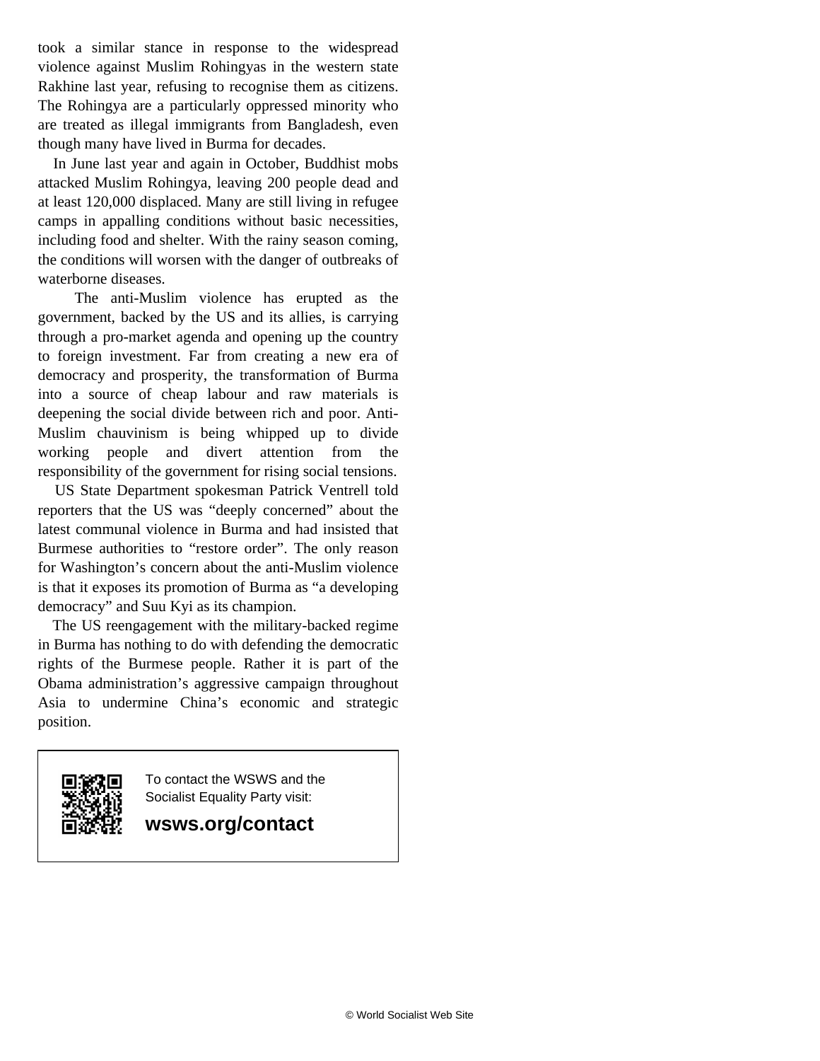took a similar stance in response to the widespread violence against Muslim Rohingyas in the western state Rakhine last year, refusing to recognise them as citizens. The Rohingya are a particularly oppressed minority who are treated as illegal immigrants from Bangladesh, even though many have lived in Burma for decades.

In June last year and again in October, Buddhist mobs attacked Muslim Rohingya, leaving 200 people dead and at least 120,000 displaced. Many are still living in refugee camps in appalling conditions without basic necessities, including food and shelter. With the rainy season coming, the conditions will worsen with the danger of outbreaks of waterborne diseases.

The anti-Muslim violence has erupted as the government, backed by the US and its allies, is carrying through a pro-market agenda and opening up the country to foreign investment. Far from creating a new era of democracy and prosperity, the transformation of Burma into a source of cheap labour and raw materials is deepening the social divide between rich and poor. Anti-Muslim chauvinism is being whipped up to divide working people and divert attention from the responsibility of the government for rising social tensions.

US State Department spokesman Patrick Ventrell told reporters that the US was "deeply concerned" about the latest communal violence in Burma and had insisted that Burmese authorities to "restore order". The only reason for Washington's concern about the anti-Muslim violence is that it exposes its promotion of Burma as "a developing democracy" and Suu Kyi as its champion.

The US reengagement with the military-backed regime in Burma has nothing to do with defending the democratic rights of the Burmese people. Rather it is part of the Obama administration's aggressive campaign throughout Asia to undermine China's economic and strategic position.

To contact the WSWS and the Socialist Equality Party visit:

**wsws.org/contact**